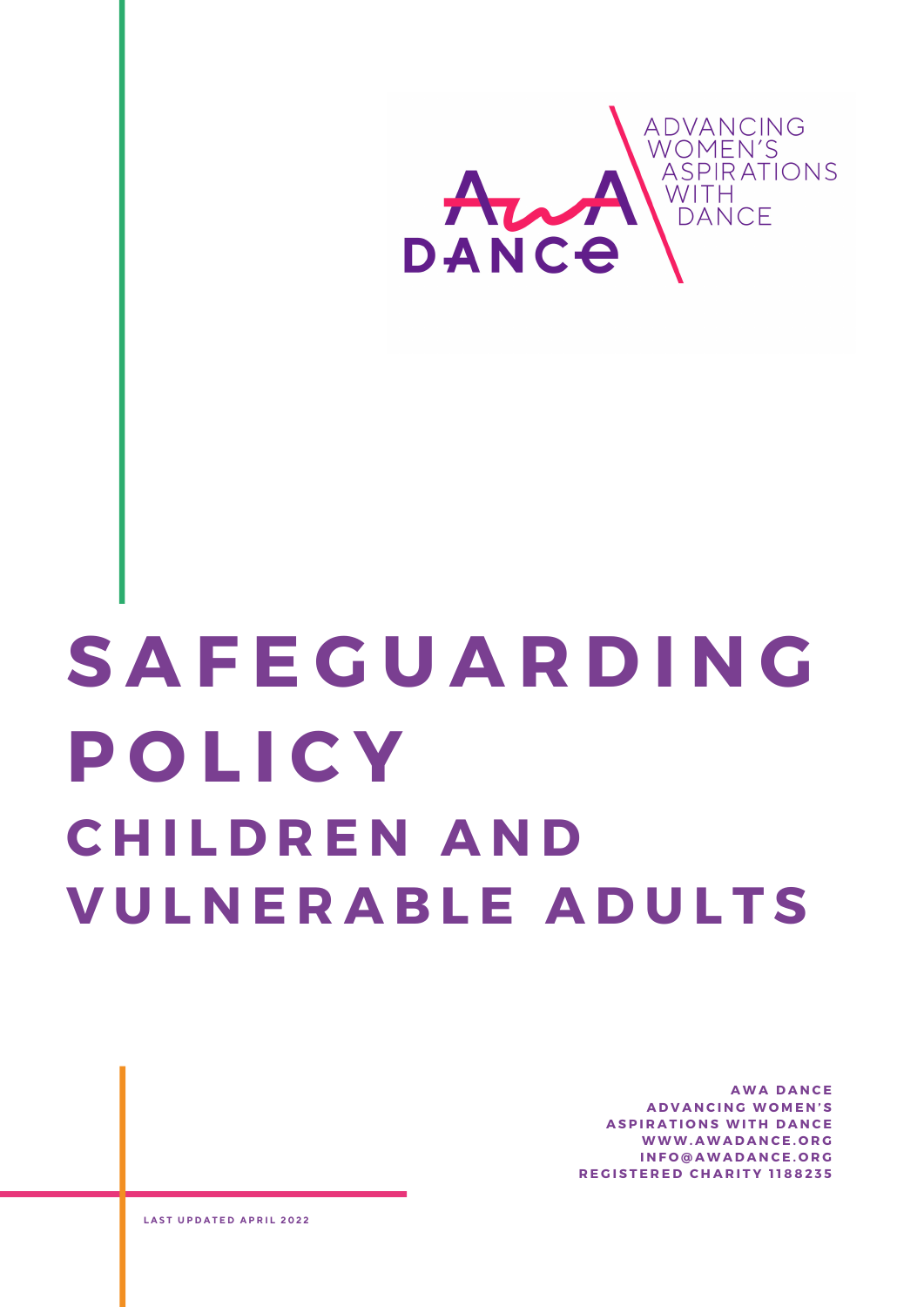ADVANCING WOMEN'S ASPIRATIONS WITH DANCE

AWA DANCE

# SAFEGUARDING POLICY

## CHILDREN AND VULNERABLE ADULTS

**AWA DANCE**
**ADVANCING WOMEN'S ASPIRATIONS WITH DANCE**
**WWW.AWADANCE.ORG**
**INFO@AWADANCE.ORG**
**REGISTERED CHARITY 1188235**

LAST UPDATED APRIL 2022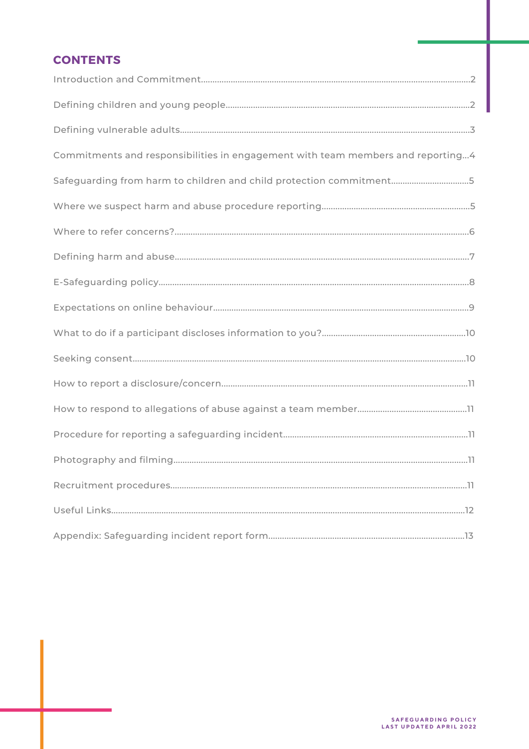## CONTENTS

Introduction and Commitment....................2

Defining children and young people....................2

Defining vulnerable adults....................3

Commitments and responsibilities in engagement with team members and reporting...4

Safeguarding from harm to children and child protection commitment....................5

Where we suspect harm and abuse procedure reporting....................5

Where to refer concerns?....................6

Defining harm and abuse....................7

E-Safeguarding policy....................8

Expectations on online behaviour....................9

What to do if a participant discloses information to you?....................10

Seeking consent....................10

How to report a disclosure/concern....................11

How to respond to allegations of abuse against a team member....................11

Procedure for reporting a safeguarding incident....................11

Photography and filming....................11

Recruitment procedures....................11

Useful Links....................12

Appendix: Safeguarding incident report form....................13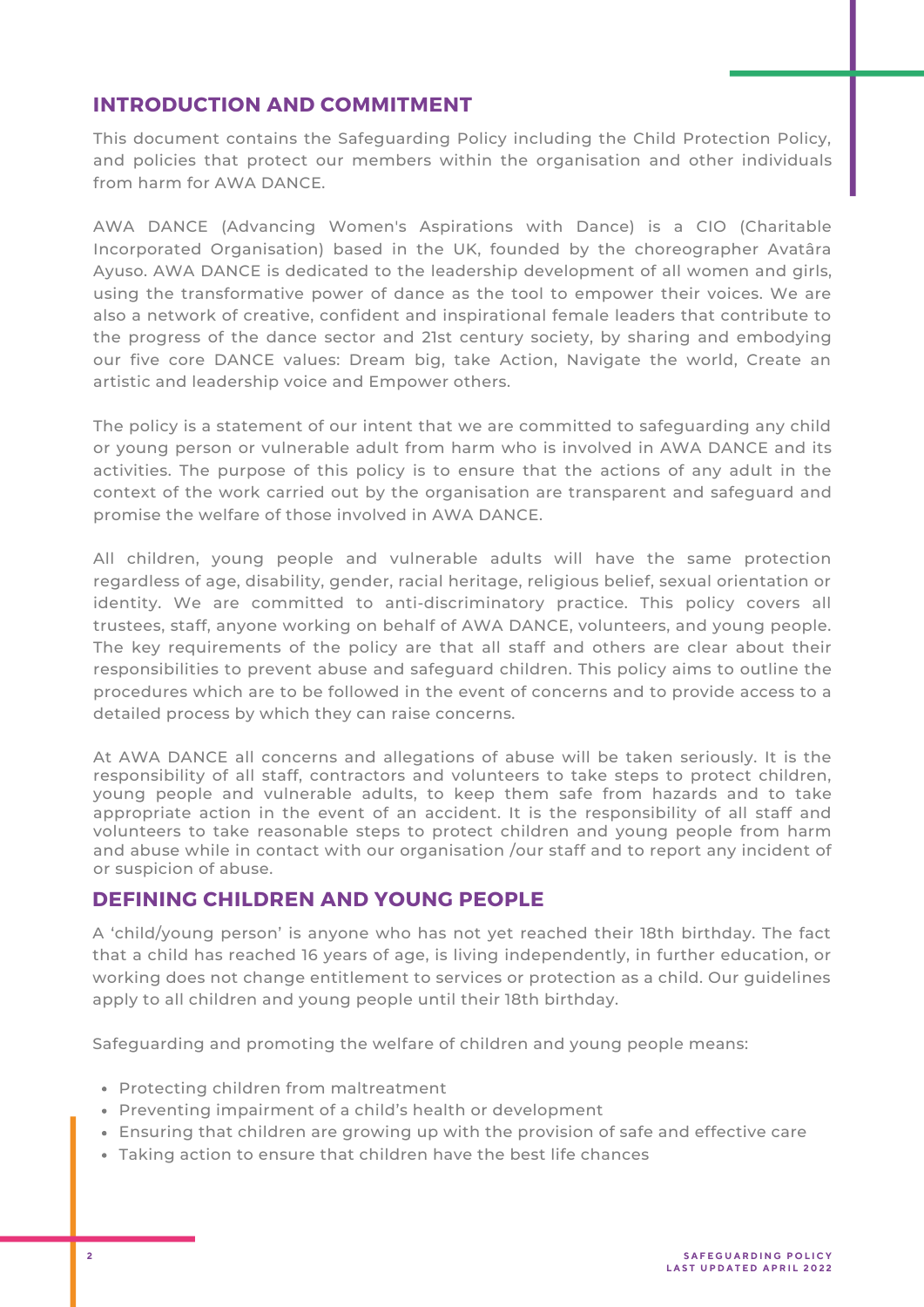## INTRODUCTION AND COMMITMENT

This document contains the Safeguarding Policy including the Child Protection Policy, and policies that protect our members within the organisation and other individuals from harm for AWA DANCE.

AWA DANCE (Advancing Women's Aspirations with Dance) is a CIO (Charitable Incorporated Organisation) based in the UK, founded by the choreographer Avatâra Ayuso. AWA DANCE is dedicated to the leadership development of all women and girls, using the transformative power of dance as the tool to empower their voices. We are also a network of creative, confident and inspirational female leaders that contribute to the progress of the dance sector and 21st century society, by sharing and embodying our five core DANCE values: Dream big, take Action, Navigate the world, Create an artistic and leadership voice and Empower others.

The policy is a statement of our intent that we are committed to safeguarding any child or young person or vulnerable adult from harm who is involved in AWA DANCE and its activities. The purpose of this policy is to ensure that the actions of any adult in the context of the work carried out by the organisation are transparent and safeguard and promise the welfare of those involved in AWA DANCE.

All children, young people and vulnerable adults will have the same protection regardless of age, disability, gender, racial heritage, religious belief, sexual orientation or identity. We are committed to anti-discriminatory practice. This policy covers all trustees, staff, anyone working on behalf of AWA DANCE, volunteers, and young people. The key requirements of the policy are that all staff and others are clear about their responsibilities to prevent abuse and safeguard children. This policy aims to outline the procedures which are to be followed in the event of concerns and to provide access to a detailed process by which they can raise concerns.

At AWA DANCE all concerns and allegations of abuse will be taken seriously. It is the responsibility of all staff, contractors and volunteers to take steps to protect children, young people and vulnerable adults, to keep them safe from hazards and to take appropriate action in the event of an accident. It is the responsibility of all staff and volunteers to take reasonable steps to protect children and young people from harm and abuse while in contact with our organisation /our staff and to report any incident of or suspicion of abuse.

## DEFINING CHILDREN AND YOUNG PEOPLE

A ‘child/young person’ is anyone who has not yet reached their 18th birthday. The fact that a child has reached 16 years of age, is living independently, in further education, or working does not change entitlement to services or protection as a child. Our guidelines apply to all children and young people until their 18th birthday.

Safeguarding and promoting the welfare of children and young people means:

- Protecting children from maltreatment
- Preventing impairment of a child’s health or development
- Ensuring that children are growing up with the provision of safe and effective care
- Taking action to ensure that children have the best life chances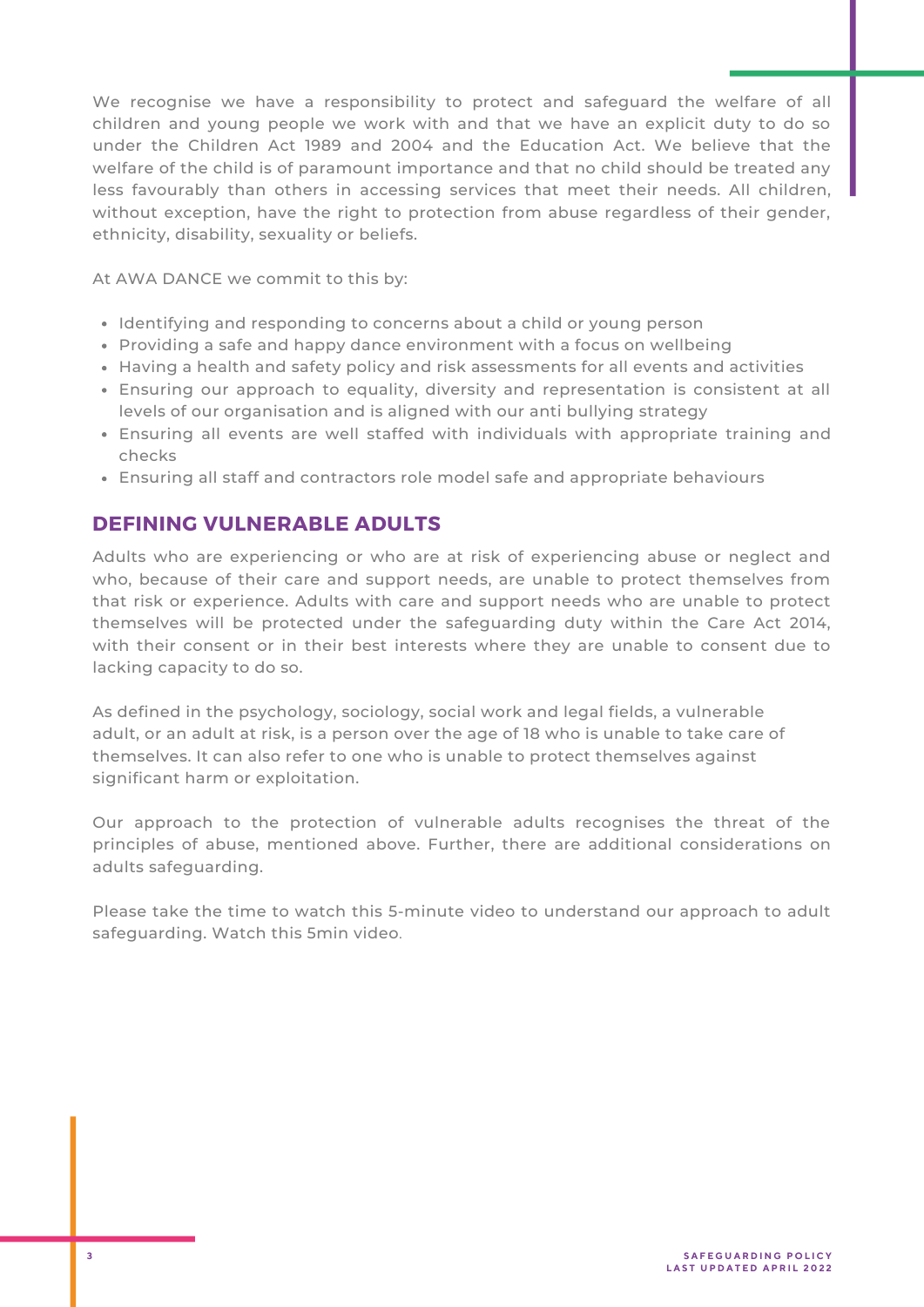We recognise we have a responsibility to protect and safeguard the welfare of all children and young people we work with and that we have an explicit duty to do so under the Children Act 1989 and 2004 and the Education Act. We believe that the welfare of the child is of paramount importance and that no child should be treated any less favourably than others in accessing services that meet their needs. All children, without exception, have the right to protection from abuse regardless of their gender, ethnicity, disability, sexuality or beliefs.

At AWA DANCE we commit to this by:

- Identifying and responding to concerns about a child or young person
- Providing a safe and happy dance environment with a focus on wellbeing
- Having a health and safety policy and risk assessments for all events and activities
- Ensuring our approach to equality, diversity and representation is consistent at all levels of our organisation and is aligned with our anti bullying strategy
- Ensuring all events are well staffed with individuals with appropriate training and checks
- Ensuring all staff and contractors role model safe and appropriate behaviours

## DEFINING VULNERABLE ADULTS

Adults who are experiencing or who are at risk of experiencing abuse or neglect and who, because of their care and support needs, are unable to protect themselves from that risk or experience. Adults with care and support needs who are unable to protect themselves will be protected under the safeguarding duty within the Care Act 2014, with their consent or in their best interests where they are unable to consent due to lacking capacity to do so.

As defined in the psychology, sociology, social work and legal fields, a vulnerable adult, or an adult at risk, is a person over the age of 18 who is unable to take care of themselves. It can also refer to one who is unable to protect themselves against significant harm or exploitation.

Our approach to the protection of vulnerable adults recognises the threat of the principles of abuse, mentioned above. Further, there are additional considerations on adults safeguarding.

Please take the time to watch this 5-minute video to understand our approach to adult safeguarding. Watch this 5min video.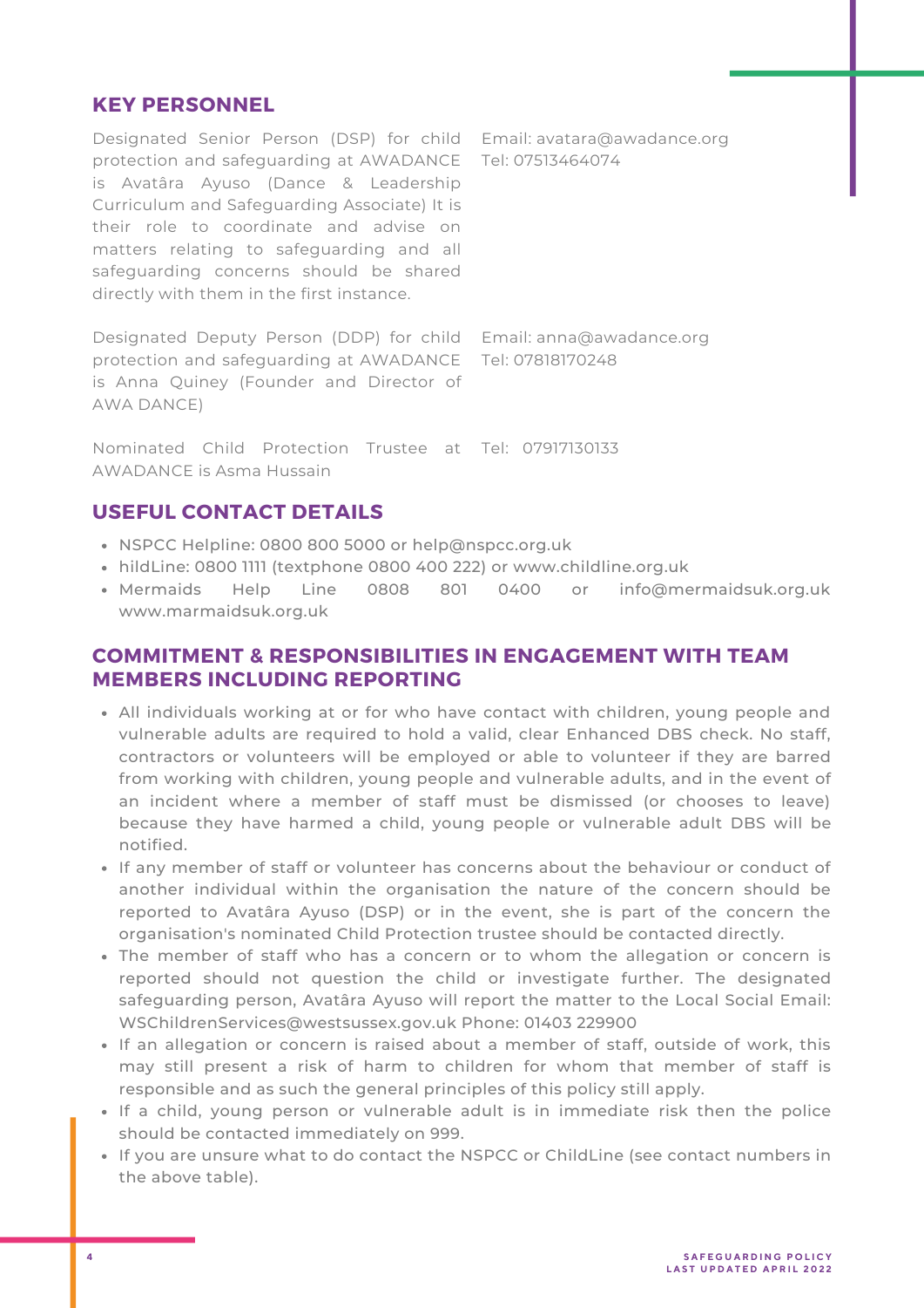## KEY PERSONNEL

| | |
|---|---|
| Designated Senior Person (DSP) for child protection and safeguarding at AWADANCE is Avatâra Ayuso (Dance & Leadership Curriculum and Safeguarding Associate) It is their role to coordinate and advise on matters relating to safeguarding and all safeguarding concerns should be shared directly with them in the first instance. | Email: avatara@awadance.org<br>Tel: 07513464074 |
| Designated Deputy Person (DDP) for child protection and safeguarding at AWADANCE is Anna Quiney (Founder and Director of AWA DANCE) | Email: anna@awadance.org<br>Tel: 07818170248 |
| Nominated Child Protection Trustee at AWADANCE is Asma Hussain | Tel: 07917130133 |

## USEFUL CONTACT DETAILS

- NSPCC Helpline: 0800 800 5000 or help@nspcc.org.uk
- hildLine: 0800 1111 (textphone 0800 400 222) or www.childline.org.uk
- Mermaids Help Line 0808 801 0400 or info@mermaidsuk.org.uk www.marmaidsuk.org.uk

## COMMITMENT & RESPONSIBILITIES IN ENGAGEMENT WITH TEAM MEMBERS INCLUDING REPORTING

- All individuals working at or for who have contact with children, young people and vulnerable adults are required to hold a valid, clear Enhanced DBS check. No staff, contractors or volunteers will be employed or able to volunteer if they are barred from working with children, young people and vulnerable adults, and in the event of an incident where a member of staff must be dismissed (or chooses to leave) because they have harmed a child, young people or vulnerable adult DBS will be notified.
- If any member of staff or volunteer has concerns about the behaviour or conduct of another individual within the organisation the nature of the concern should be reported to Avatâra Ayuso (DSP) or in the event, she is part of the concern the organisation's nominated Child Protection trustee should be contacted directly.
- The member of staff who has a concern or to whom the allegation or concern is reported should not question the child or investigate further. The designated safeguarding person, Avatâra Ayuso will report the matter to the Local Social Email: WSChildrenServices@westsussex.gov.uk Phone: 01403 229900
- If an allegation or concern is raised about a member of staff, outside of work, this may still present a risk of harm to children for whom that member of staff is responsible and as such the general principles of this policy still apply.
- If a child, young person or vulnerable adult is in immediate risk then the police should be contacted immediately on 999.
- If you are unsure what to do contact the NSPCC or ChildLine (see contact numbers in the above table).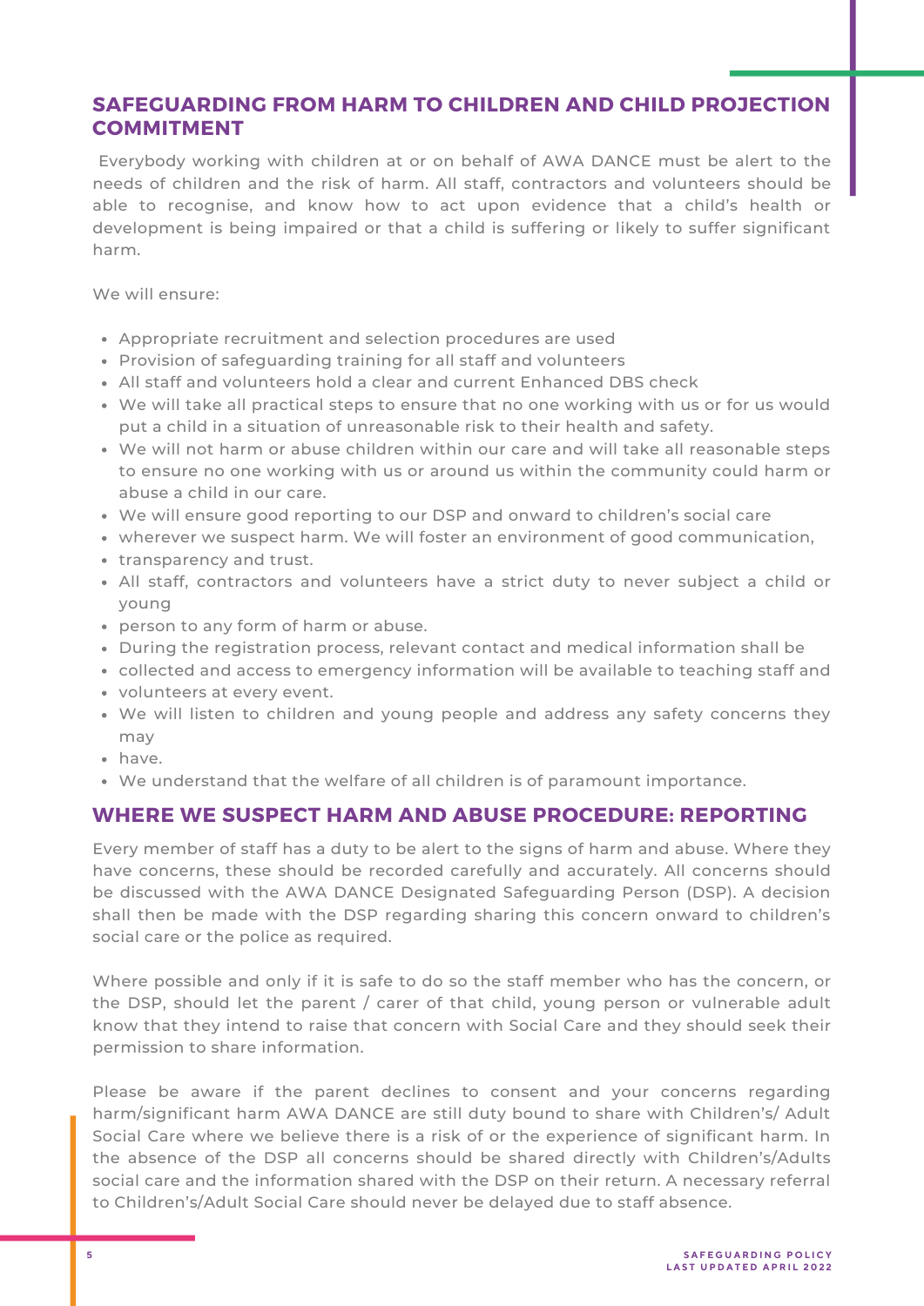## SAFEGUARDING FROM HARM TO CHILDREN AND CHILD PROJECTION COMMITMENT

Everybody working with children at or on behalf of AWA DANCE must be alert to the needs of children and the risk of harm. All staff, contractors and volunteers should be able to recognise, and know how to act upon evidence that a child's health or development is being impaired or that a child is suffering or likely to suffer significant harm.

We will ensure:

- Appropriate recruitment and selection procedures are used
- Provision of safeguarding training for all staff and volunteers
- All staff and volunteers hold a clear and current Enhanced DBS check
- We will take all practical steps to ensure that no one working with us or for us would put a child in a situation of unreasonable risk to their health and safety.
- We will not harm or abuse children within our care and will take all reasonable steps to ensure no one working with us or around us within the community could harm or abuse a child in our care.
- We will ensure good reporting to our DSP and onward to children's social care
- wherever we suspect harm. We will foster an environment of good communication,
- transparency and trust.
- All staff, contractors and volunteers have a strict duty to never subject a child or young
- person to any form of harm or abuse.
- During the registration process, relevant contact and medical information shall be
- collected and access to emergency information will be available to teaching staff and
- volunteers at every event.
- We will listen to children and young people and address any safety concerns they may
- have.
- We understand that the welfare of all children is of paramount importance.

## WHERE WE SUSPECT HARM AND ABUSE PROCEDURE: REPORTING

Every member of staff has a duty to be alert to the signs of harm and abuse. Where they have concerns, these should be recorded carefully and accurately. All concerns should be discussed with the AWA DANCE Designated Safeguarding Person (DSP). A decision shall then be made with the DSP regarding sharing this concern onward to children's social care or the police as required.

Where possible and only if it is safe to do so the staff member who has the concern, or the DSP, should let the parent / carer of that child, young person or vulnerable adult know that they intend to raise that concern with Social Care and they should seek their permission to share information.

Please be aware if the parent declines to consent and your concerns regarding harm/significant harm AWA DANCE are still duty bound to share with Children's/ Adult Social Care where we believe there is a risk of or the experience of significant harm. In the absence of the DSP all concerns should be shared directly with Children's/Adults social care and the information shared with the DSP on their return. A necessary referral to Children's/Adult Social Care should never be delayed due to staff absence.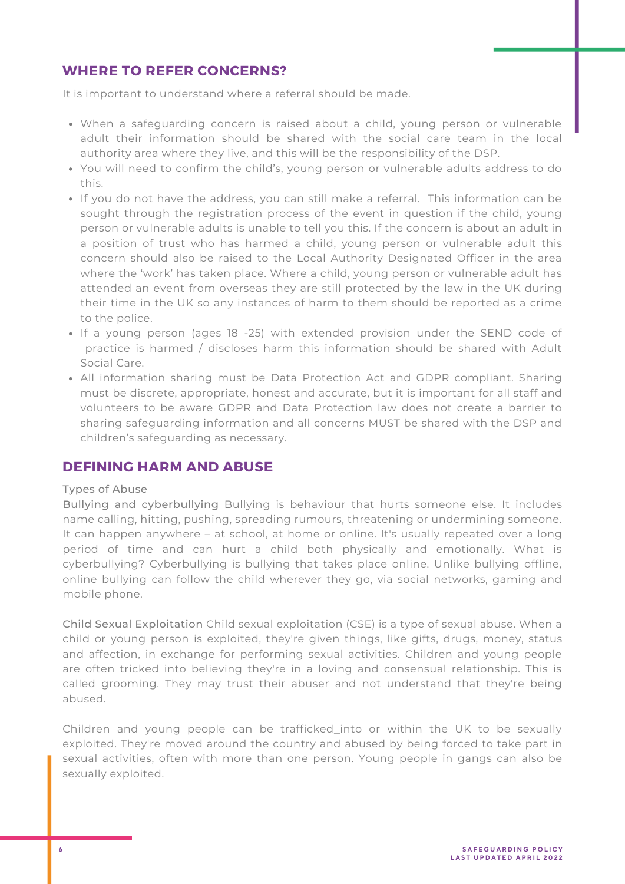## WHERE TO REFER CONCERNS?

It is important to understand where a referral should be made.

- When a safeguarding concern is raised about a child, young person or vulnerable adult their information should be shared with the social care team in the local authority area where they live, and this will be the responsibility of the DSP.
- You will need to confirm the child's, young person or vulnerable adults address to do this.
- If you do not have the address, you can still make a referral. This information can be sought through the registration process of the event in question if the child, young person or vulnerable adults is unable to tell you this. If the concern is about an adult in a position of trust who has harmed a child, young person or vulnerable adult this concern should also be raised to the Local Authority Designated Officer in the area where the 'work' has taken place. Where a child, young person or vulnerable adult has attended an event from overseas they are still protected by the law in the UK during their time in the UK so any instances of harm to them should be reported as a crime to the police.
- If a young person (ages 18 -25) with extended provision under the SEND code of practice is harmed / discloses harm this information should be shared with Adult Social Care.
- All information sharing must be Data Protection Act and GDPR compliant. Sharing must be discrete, appropriate, honest and accurate, but it is important for all staff and volunteers to be aware GDPR and Data Protection law does not create a barrier to sharing safeguarding information and all concerns MUST be shared with the DSP and children's safeguarding as necessary.

## DEFINING HARM AND ABUSE

Types of Abuse

Bullying and cyberbullying Bullying is behaviour that hurts someone else. It includes name calling, hitting, pushing, spreading rumours, threatening or undermining someone. It can happen anywhere – at school, at home or online. It's usually repeated over a long period of time and can hurt a child both physically and emotionally. What is cyberbullying? Cyberbullying is bullying that takes place online. Unlike bullying offline, online bullying can follow the child wherever they go, via social networks, gaming and mobile phone.

Child Sexual Exploitation Child sexual exploitation (CSE) is a type of sexual abuse. When a child or young person is exploited, they're given things, like gifts, drugs, money, status and affection, in exchange for performing sexual activities. Children and young people are often tricked into believing they're in a loving and consensual relationship. This is called grooming. They may trust their abuser and not understand that they're being abused.

Children and young people can be trafficked_into or within the UK to be sexually exploited. They're moved around the country and abused by being forced to take part in sexual activities, often with more than one person. Young people in gangs can also be sexually exploited.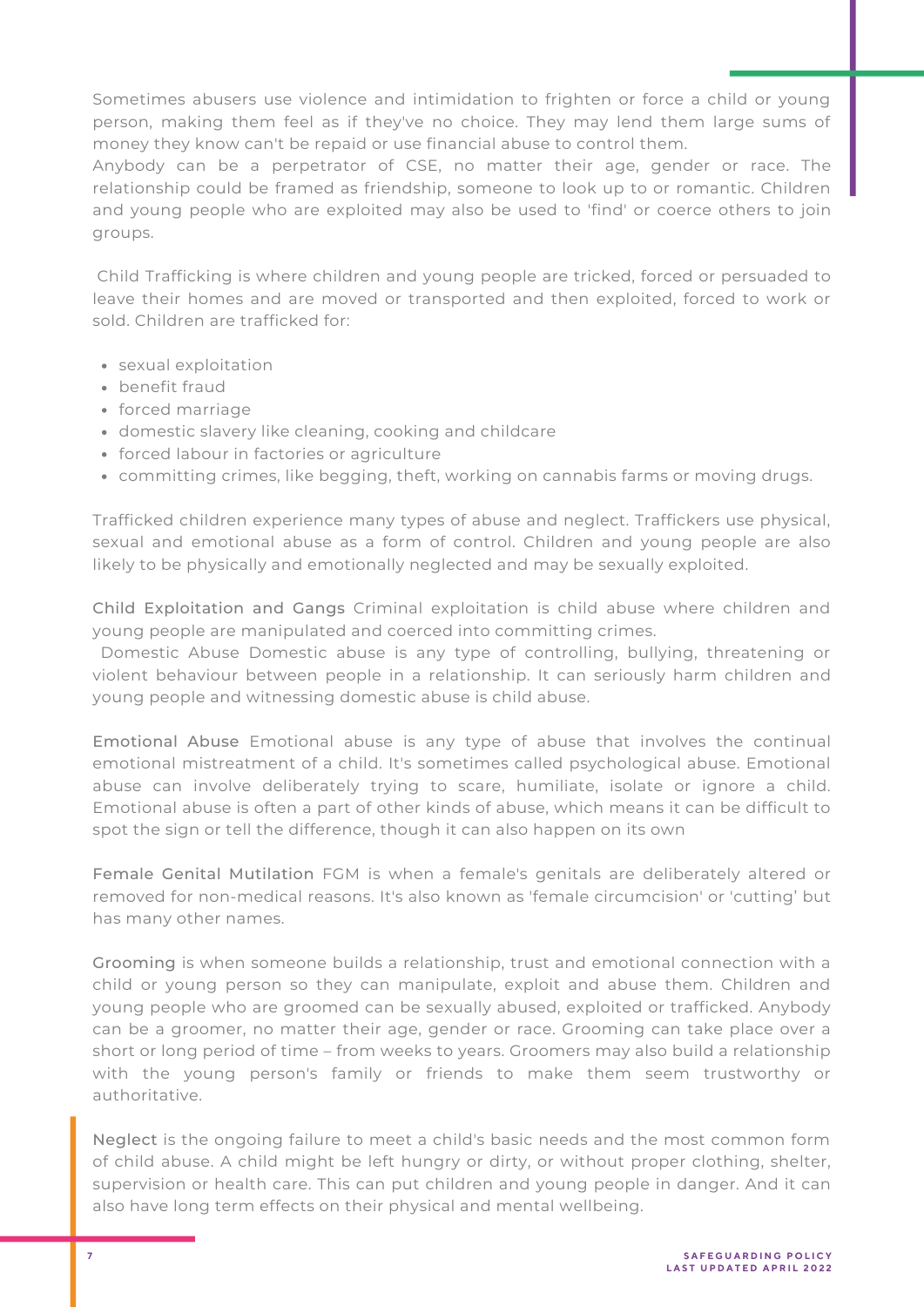Sometimes abusers use violence and intimidation to frighten or force a child or young person, making them feel as if they've no choice. They may lend them large sums of money they know can't be repaid or use financial abuse to control them.
Anybody can be a perpetrator of CSE, no matter their age, gender or race. The relationship could be framed as friendship, someone to look up to or romantic. Children and young people who are exploited may also be used to 'find' or coerce others to join groups.

Child Trafficking is where children and young people are tricked, forced or persuaded to leave their homes and are moved or transported and then exploited, forced to work or sold. Children are trafficked for:

- sexual exploitation
- benefit fraud
- forced marriage
- domestic slavery like cleaning, cooking and childcare
- forced labour in factories or agriculture
- committing crimes, like begging, theft, working on cannabis farms or moving drugs.

Trafficked children experience many types of abuse and neglect. Traffickers use physical, sexual and emotional abuse as a form of control. Children and young people are also likely to be physically and emotionally neglected and may be sexually exploited.

Child Exploitation and Gangs Criminal exploitation is child abuse where children and young people are manipulated and coerced into committing crimes.
Domestic Abuse Domestic abuse is any type of controlling, bullying, threatening or violent behaviour between people in a relationship. It can seriously harm children and young people and witnessing domestic abuse is child abuse.

Emotional Abuse Emotional abuse is any type of abuse that involves the continual emotional mistreatment of a child. It's sometimes called psychological abuse. Emotional abuse can involve deliberately trying to scare, humiliate, isolate or ignore a child. Emotional abuse is often a part of other kinds of abuse, which means it can be difficult to spot the sign or tell the difference, though it can also happen on its own

Female Genital Mutilation FGM is when a female's genitals are deliberately altered or removed for non-medical reasons. It's also known as 'female circumcision' or 'cutting' but has many other names.

Grooming is when someone builds a relationship, trust and emotional connection with a child or young person so they can manipulate, exploit and abuse them. Children and young people who are groomed can be sexually abused, exploited or trafficked. Anybody can be a groomer, no matter their age, gender or race. Grooming can take place over a short or long period of time – from weeks to years. Groomers may also build a relationship with the young person's family or friends to make them seem trustworthy or authoritative.

Neglect is the ongoing failure to meet a child's basic needs and the most common form of child abuse. A child might be left hungry or dirty, or without proper clothing, shelter, supervision or health care. This can put children and young people in danger. And it can also have long term effects on their physical and mental wellbeing.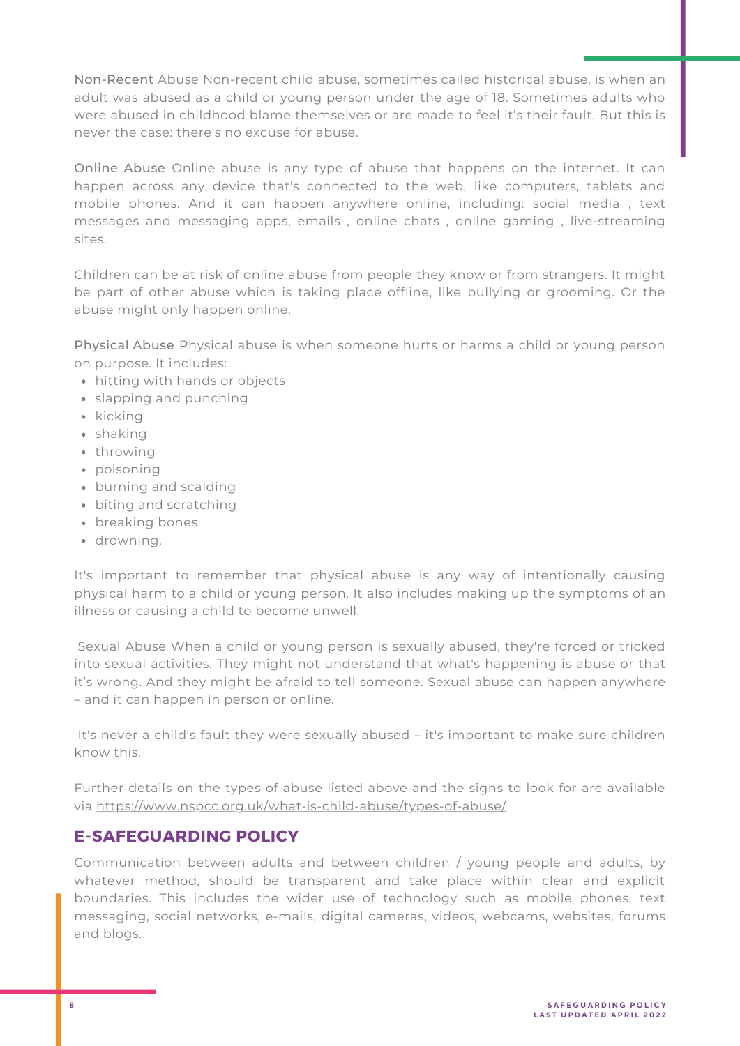Non-Recent Abuse Non-recent child abuse, sometimes called historical abuse, is when an adult was abused as a child or young person under the age of 18. Sometimes adults who were abused in childhood blame themselves or are made to feel it's their fault. But this is never the case: there's no excuse for abuse.

Online Abuse Online abuse is any type of abuse that happens on the internet. It can happen across any device that's connected to the web, like computers, tablets and mobile phones. And it can happen anywhere online, including: social media , text messages and messaging apps, emails , online chats , online gaming , live-streaming sites.

Children can be at risk of online abuse from people they know or from strangers. It might be part of other abuse which is taking place offline, like bullying or grooming. Or the abuse might only happen online.

Physical Abuse Physical abuse is when someone hurts or harms a child or young person on purpose. It includes:

- hitting with hands or objects
- slapping and punching
- kicking
- shaking
- throwing
- poisoning
- burning and scalding
- biting and scratching
- breaking bones
- drowning.

It's important to remember that physical abuse is any way of intentionally causing physical harm to a child or young person. It also includes making up the symptoms of an illness or causing a child to become unwell.

Sexual Abuse When a child or young person is sexually abused, they're forced or tricked into sexual activities. They might not understand that what's happening is abuse or that it's wrong. And they might be afraid to tell someone. Sexual abuse can happen anywhere – and it can happen in person or online.

It's never a child's fault they were sexually abused – it's important to make sure children know this.

Further details on the types of abuse listed above and the signs to look for are available via https://www.nspcc.org.uk/what-is-child-abuse/types-of-abuse/

## E-SAFEGUARDING POLICY

Communication between adults and between children / young people and adults, by whatever method, should be transparent and take place within clear and explicit boundaries. This includes the wider use of technology such as mobile phones, text messaging, social networks, e-mails, digital cameras, videos, webcams, websites, forums and blogs.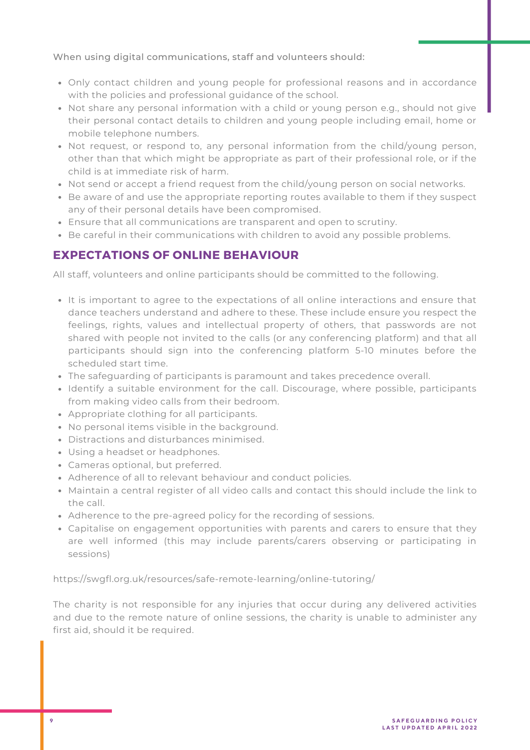When using digital communications, staff and volunteers should:

- Only contact children and young people for professional reasons and in accordance with the policies and professional guidance of the school.
- Not share any personal information with a child or young person e.g., should not give their personal contact details to children and young people including email, home or mobile telephone numbers.
- Not request, or respond to, any personal information from the child/young person, other than that which might be appropriate as part of their professional role, or if the child is at immediate risk of harm.
- Not send or accept a friend request from the child/young person on social networks.
- Be aware of and use the appropriate reporting routes available to them if they suspect any of their personal details have been compromised.
- Ensure that all communications are transparent and open to scrutiny.
- Be careful in their communications with children to avoid any possible problems.

## EXPECTATIONS OF ONLINE BEHAVIOUR

All staff, volunteers and online participants should be committed to the following.

- It is important to agree to the expectations of all online interactions and ensure that dance teachers understand and adhere to these. These include ensure you respect the feelings, rights, values and intellectual property of others, that passwords are not shared with people not invited to the calls (or any conferencing platform) and that all participants should sign into the conferencing platform 5-10 minutes before the scheduled start time.
- The safeguarding of participants is paramount and takes precedence overall.
- Identify a suitable environment for the call. Discourage, where possible, participants from making video calls from their bedroom.
- Appropriate clothing for all participants.
- No personal items visible in the background.
- Distractions and disturbances minimised.
- Using a headset or headphones.
- Cameras optional, but preferred.
- Adherence of all to relevant behaviour and conduct policies.
- Maintain a central register of all video calls and contact this should include the link to the call.
- Adherence to the pre-agreed policy for the recording of sessions.
- Capitalise on engagement opportunities with parents and carers to ensure that they are well informed (this may include parents/carers observing or participating in sessions)

https://swgfl.org.uk/resources/safe-remote-learning/online-tutoring/

The charity is not responsible for any injuries that occur during any delivered activities and due to the remote nature of online sessions, the charity is unable to administer any first aid, should it be required.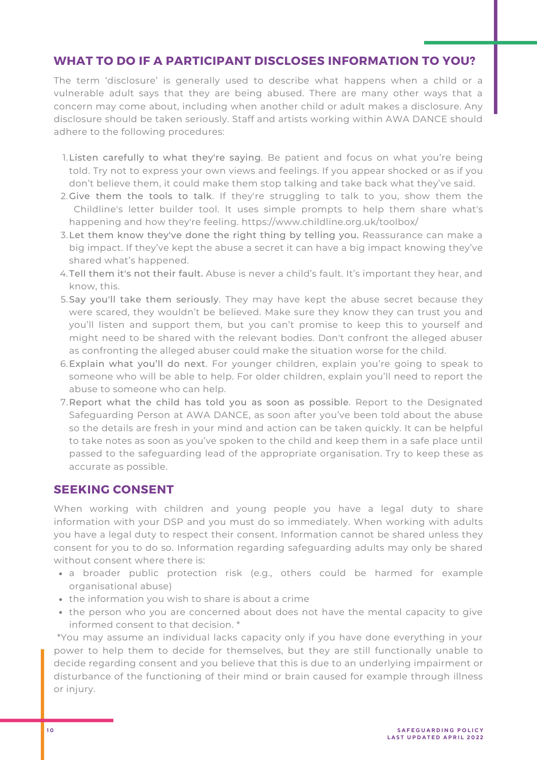## WHAT TO DO IF A PARTICIPANT DISCLOSES INFORMATION TO YOU?

The term 'disclosure' is generally used to describe what happens when a child or a vulnerable adult says that they are being abused. There are many other ways that a concern may come about, including when another child or adult makes a disclosure. Any disclosure should be taken seriously. Staff and artists working within AWA DANCE should adhere to the following procedures:

1. Listen carefully to what they're saying. Be patient and focus on what you're being told. Try not to express your own views and feelings. If you appear shocked or as if you don't believe them, it could make them stop talking and take back what they've said.
2. Give them the tools to talk. If they're struggling to talk to you, show them the Childline's letter builder tool. It uses simple prompts to help them share what's happening and how they're feeling. https://www.childline.org.uk/toolbox/
3. Let them know they've done the right thing by telling you. Reassurance can make a big impact. If they've kept the abuse a secret it can have a big impact knowing they've shared what's happened.
4. Tell them it's not their fault. Abuse is never a child's fault. It's important they hear, and know, this.
5. Say you'll take them seriously. They may have kept the abuse secret because they were scared, they wouldn't be believed. Make sure they know they can trust you and you'll listen and support them, but you can't promise to keep this to yourself and might need to be shared with the relevant bodies. Don't confront the alleged abuser as confronting the alleged abuser could make the situation worse for the child.
6. Explain what you'll do next. For younger children, explain you're going to speak to someone who will be able to help. For older children, explain you'll need to report the abuse to someone who can help.
7. Report what the child has told you as soon as possible. Report to the Designated Safeguarding Person at AWA DANCE, as soon after you've been told about the abuse so the details are fresh in your mind and action can be taken quickly. It can be helpful to take notes as soon as you've spoken to the child and keep them in a safe place until passed to the safeguarding lead of the appropriate organisation. Try to keep these as accurate as possible.

## SEEKING CONSENT

When working with children and young people you have a legal duty to share information with your DSP and you must do so immediately. When working with adults you have a legal duty to respect their consent. Information cannot be shared unless they consent for you to do so. Information regarding safeguarding adults may only be shared without consent where there is:

- a broader public protection risk (e.g., others could be harmed for example organisational abuse)
- the information you wish to share is about a crime
- the person who you are concerned about does not have the mental capacity to give informed consent to that decision. *

*You may assume an individual lacks capacity only if you have done everything in your power to help them to decide for themselves, but they are still functionally unable to decide regarding consent and you believe that this is due to an underlying impairment or disturbance of the functioning of their mind or brain caused for example through illness or injury.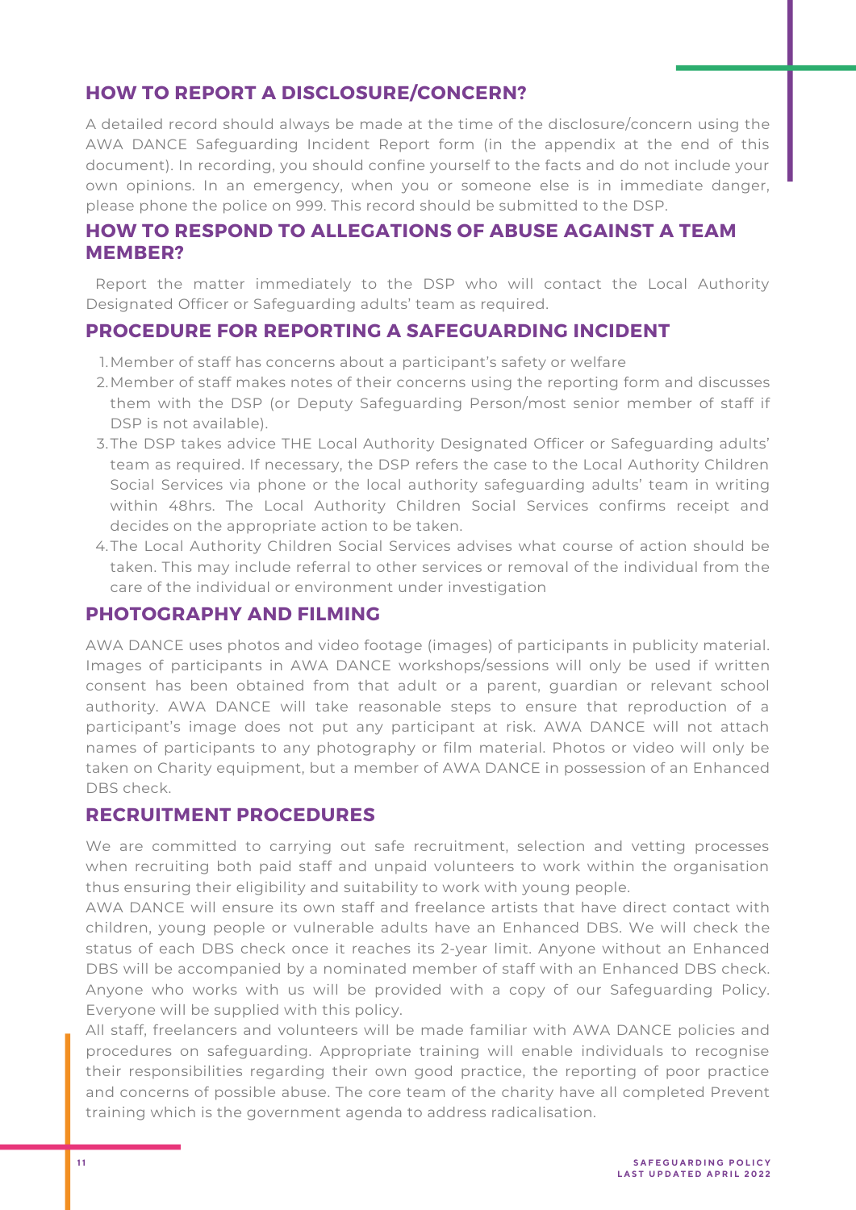## HOW TO REPORT A DISCLOSURE/CONCERN?

A detailed record should always be made at the time of the disclosure/concern using the AWA DANCE Safeguarding Incident Report form (in the appendix at the end of this document). In recording, you should confine yourself to the facts and do not include your own opinions. In an emergency, when you or someone else is in immediate danger, please phone the police on 999. This record should be submitted to the DSP.

## HOW TO RESPOND TO ALLEGATIONS OF ABUSE AGAINST A TEAM MEMBER?

Report the matter immediately to the DSP who will contact the Local Authority Designated Officer or Safeguarding adults' team as required.

## PROCEDURE FOR REPORTING A SAFEGUARDING INCIDENT

1. Member of staff has concerns about a participant's safety or welfare
2. Member of staff makes notes of their concerns using the reporting form and discusses them with the DSP (or Deputy Safeguarding Person/most senior member of staff if DSP is not available).
3. The DSP takes advice THE Local Authority Designated Officer or Safeguarding adults' team as required. If necessary, the DSP refers the case to the Local Authority Children Social Services via phone or the local authority safeguarding adults' team in writing within 48hrs. The Local Authority Children Social Services confirms receipt and decides on the appropriate action to be taken.
4. The Local Authority Children Social Services advises what course of action should be taken. This may include referral to other services or removal of the individual from the care of the individual or environment under investigation

## PHOTOGRAPHY AND FILMING

AWA DANCE uses photos and video footage (images) of participants in publicity material. Images of participants in AWA DANCE workshops/sessions will only be used if written consent has been obtained from that adult or a parent, guardian or relevant school authority. AWA DANCE will take reasonable steps to ensure that reproduction of a participant's image does not put any participant at risk. AWA DANCE will not attach names of participants to any photography or film material. Photos or video will only be taken on Charity equipment, but a member of AWA DANCE in possession of an Enhanced DBS check.

## RECRUITMENT PROCEDURES

We are committed to carrying out safe recruitment, selection and vetting processes when recruiting both paid staff and unpaid volunteers to work within the organisation thus ensuring their eligibility and suitability to work with young people.

AWA DANCE will ensure its own staff and freelance artists that have direct contact with children, young people or vulnerable adults have an Enhanced DBS. We will check the status of each DBS check once it reaches its 2-year limit. Anyone without an Enhanced DBS will be accompanied by a nominated member of staff with an Enhanced DBS check. Anyone who works with us will be provided with a copy of our Safeguarding Policy. Everyone will be supplied with this policy.

All staff, freelancers and volunteers will be made familiar with AWA DANCE policies and procedures on safeguarding. Appropriate training will enable individuals to recognise their responsibilities regarding their own good practice, the reporting of poor practice and concerns of possible abuse. The core team of the charity have all completed Prevent training which is the government agenda to address radicalisation.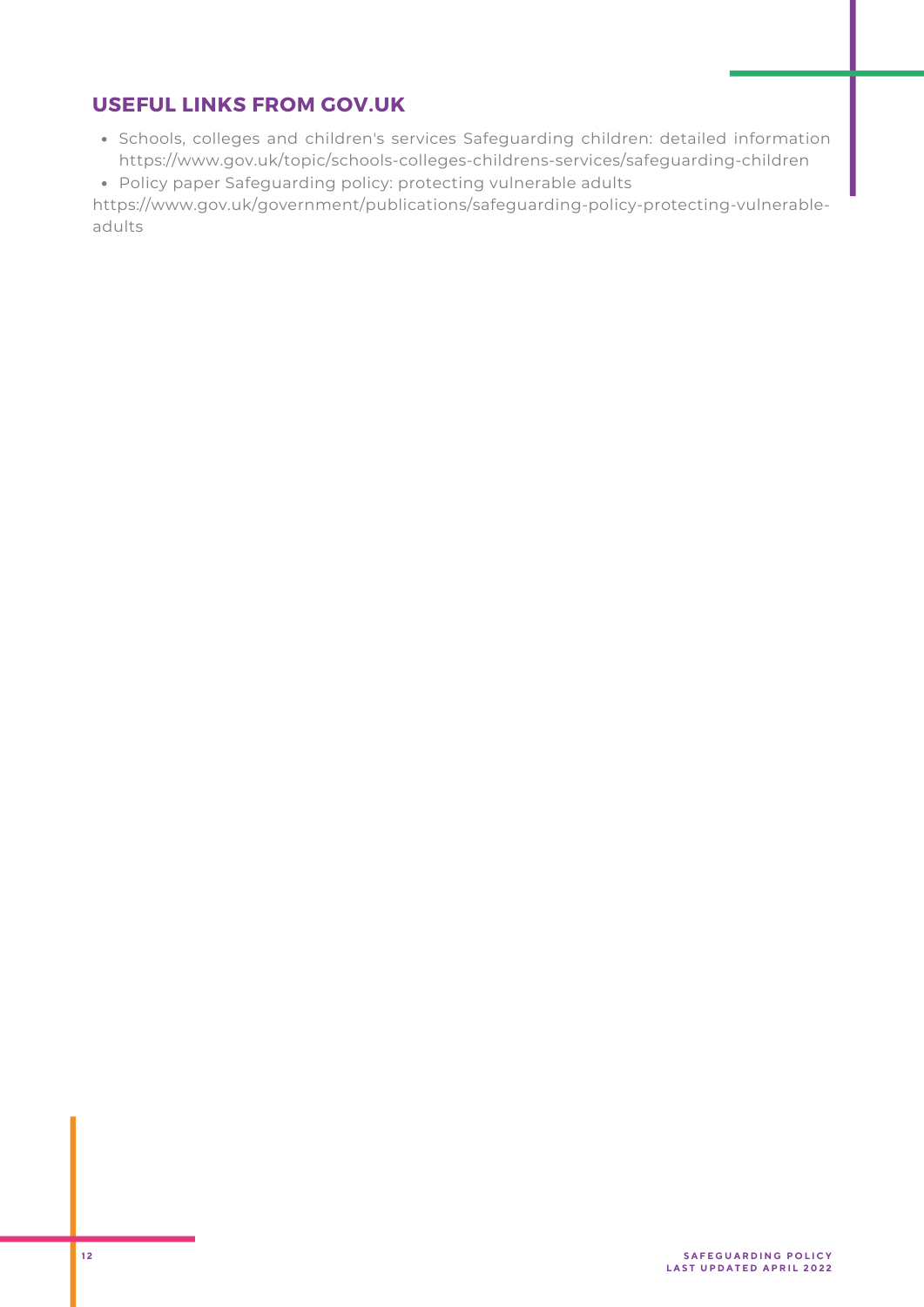## USEFUL LINKS FROM GOV.UK

- Schools, colleges and children's services Safeguarding children: detailed information https://www.gov.uk/topic/schools-colleges-childrens-services/safeguarding-children
- Policy paper Safeguarding policy: protecting vulnerable adults

https://www.gov.uk/government/publications/safeguarding-policy-protecting-vulnerable-adults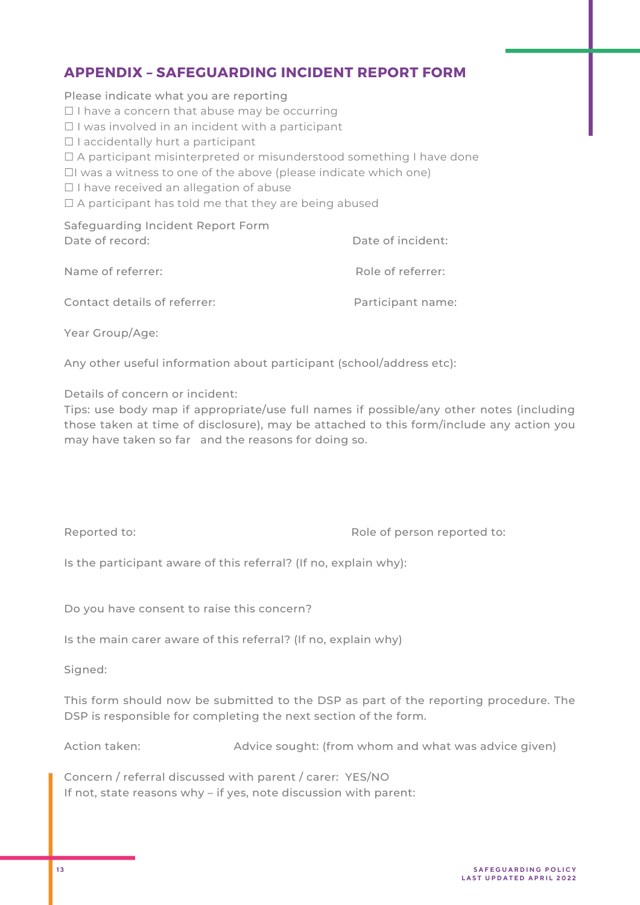## APPENDIX – SAFEGUARDING INCIDENT REPORT FORM

Please indicate what you are reporting

☐ I have a concern that abuse may be occurring
☐ I was involved in an incident with a participant
☐ I accidentally hurt a participant
☐ A participant misinterpreted or misunderstood something I have done
☐I was a witness to one of the above (please indicate which one)
☐ I have received an allegation of abuse
☐ A participant has told me that they are being abused

Safeguarding Incident Report Form

Date of record: Date of incident:

Name of referrer: Role of referrer:

Contact details of referrer: Participant name:

Year Group/Age:

Any other useful information about participant (school/address etc):

Details of concern or incident:

Tips: use body map if appropriate/use full names if possible/any other notes (including those taken at time of disclosure), may be attached to this form/include any action you may have taken so far and the reasons for doing so.

Reported to: Role of person reported to:

Is the participant aware of this referral? (If no, explain why):

Do you have consent to raise this concern?

Is the main carer aware of this referral? (If no, explain why)

Signed:

This form should now be submitted to the DSP as part of the reporting procedure. The DSP is responsible for completing the next section of the form.

Action taken: Advice sought: (from whom and what was advice given)

Concern / referral discussed with parent / carer: YES/NO

If not, state reasons why – if yes, note discussion with parent: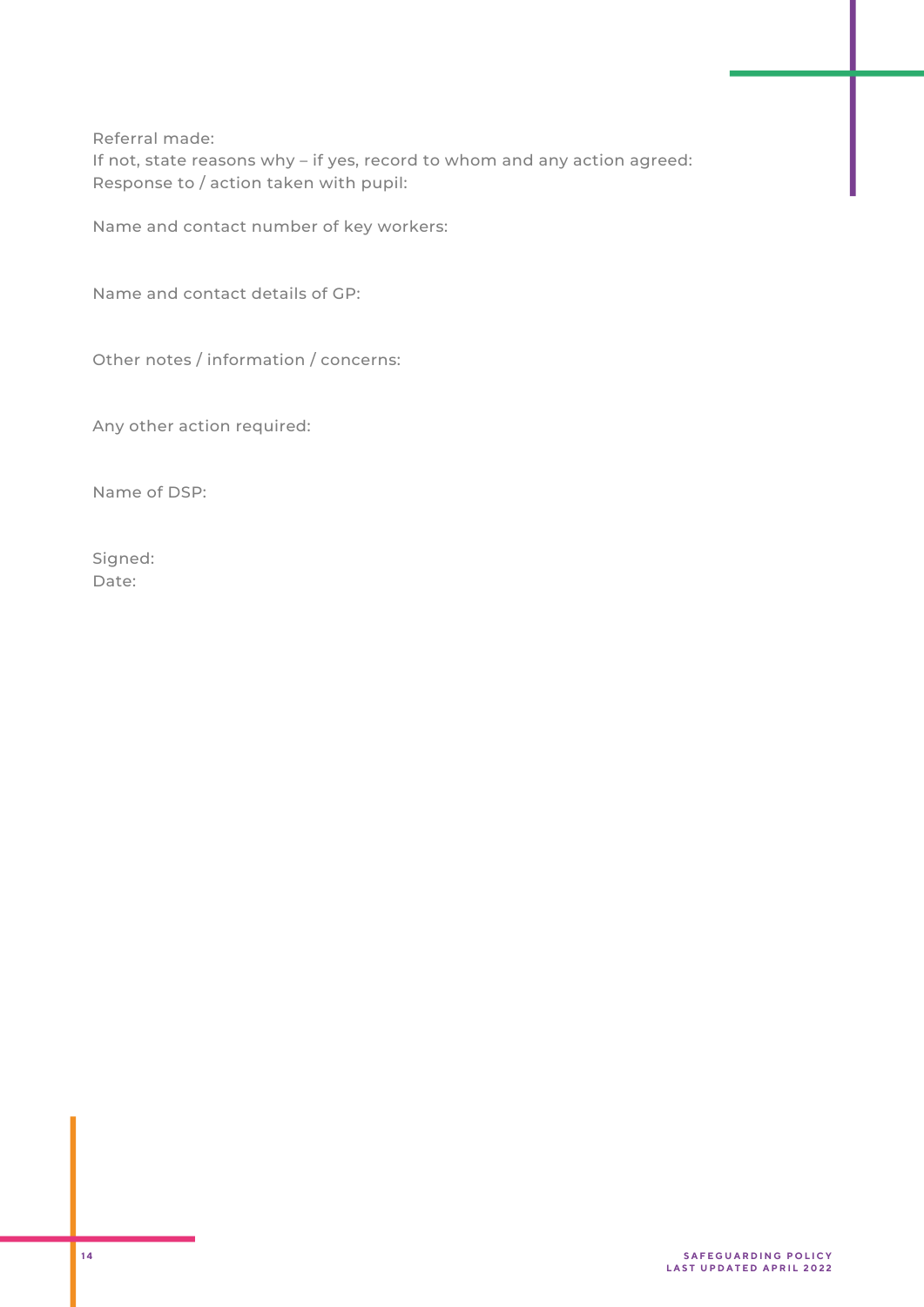Referral made:
If not, state reasons why – if yes, record to whom and any action agreed:
Response to / action taken with pupil:

Name and contact number of key workers:

Name and contact details of GP:

Other notes / information / concerns:

Any other action required:

Name of DSP:

Signed:
Date: